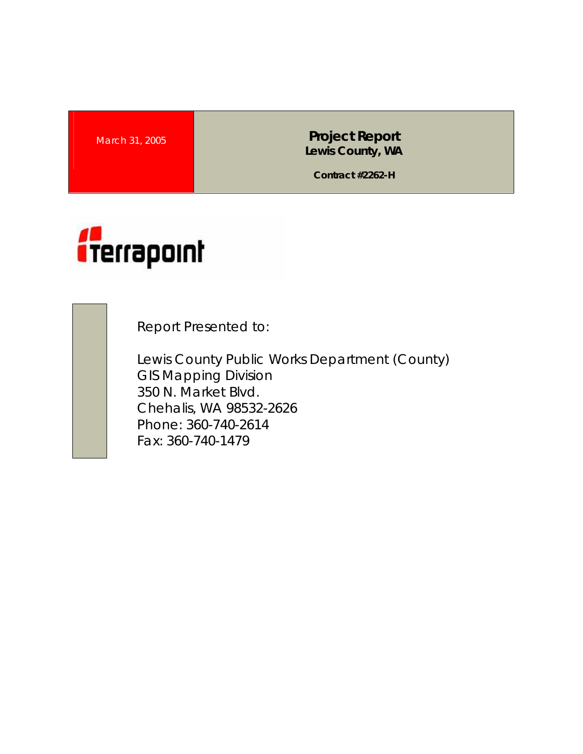March 31, 2005

# Project Report
**Lewis County, WA**

**Contract #2262-H**

Terrapoint

Report Presented to:

Lewis County Public Works Department (County)
GIS Mapping Division
350 N. Market Blvd.
Chehalis, WA 98532-2626
Phone: 360-740-2614
Fax: 360-740-1479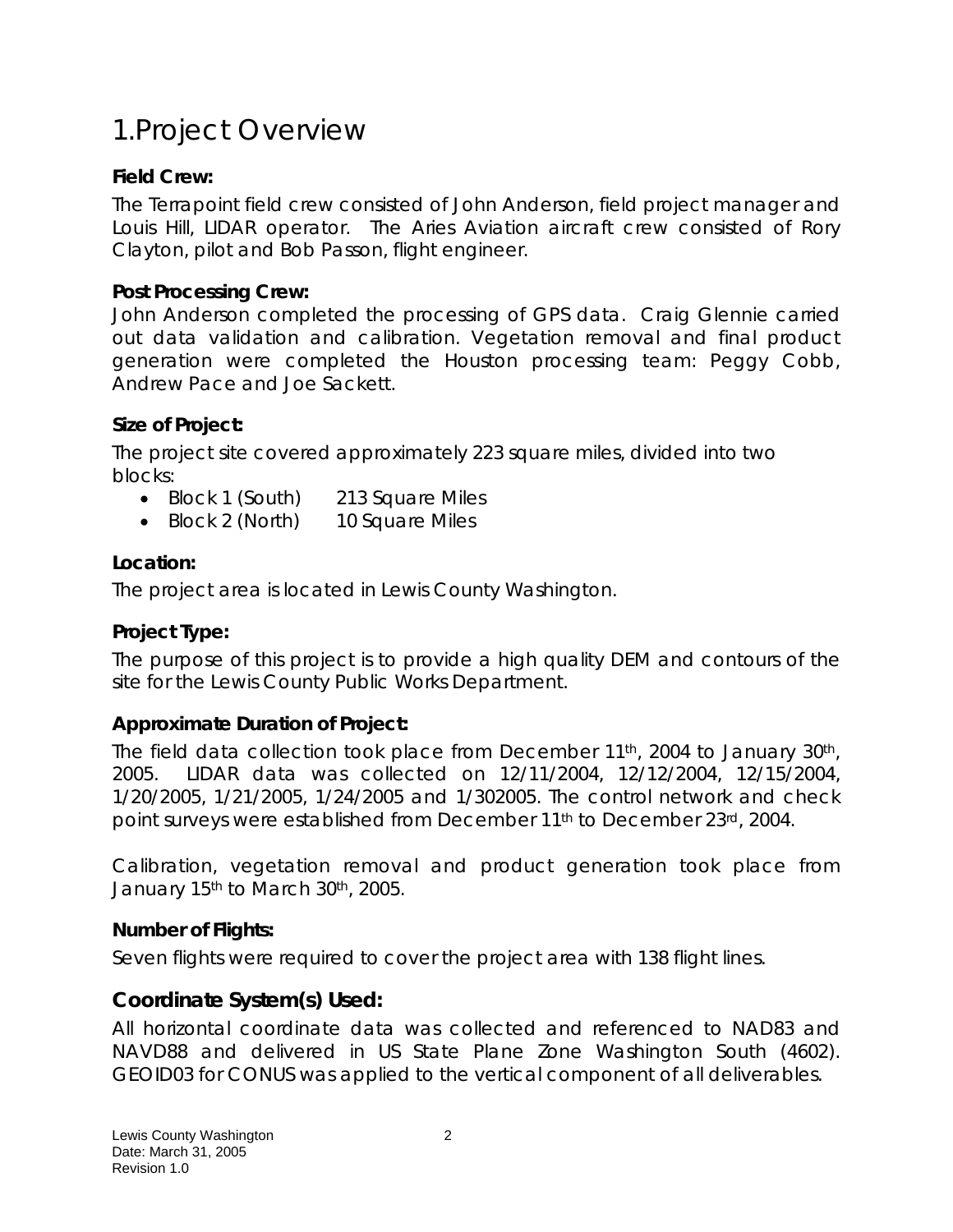# 1.Project Overview

**Field Crew:**

The Terrapoint field crew consisted of John Anderson, field project manager and Louis Hill, LIDAR operator. The Aries Aviation aircraft crew consisted of Rory Clayton, pilot and Bob Passon, flight engineer.

**Post Processing Crew:**

John Anderson completed the processing of GPS data. Craig Glennie carried out data validation and calibration. Vegetation removal and final product generation were completed the Houston processing team: Peggy Cobb, Andrew Pace and Joe Sackett.

**Size of Project:**

The project site covered approximately 223 square miles, divided into two blocks:

- Block 1 (South) 213 Square Miles
- Block 2 (North) 10 Square Miles

**Location:**

The project area is located in Lewis County Washington.

**Project Type:**

The purpose of this project is to provide a high quality DEM and contours of the site for the Lewis County Public Works Department.

**Approximate Duration of Project:**

The field data collection took place from December 11th, 2004 to January 30th, 2005. LIDAR data was collected on 12/11/2004, 12/12/2004, 12/15/2004, 1/20/2005, 1/21/2005, 1/24/2005 and 1/302005. The control network and check point surveys were established from December 11th to December 23rd, 2004.

Calibration, vegetation removal and product generation took place from January 15th to March 30th, 2005.

**Number of Flights:**

Seven flights were required to cover the project area with 138 flight lines.

## Coordinate System(s) Used:

All horizontal coordinate data was collected and referenced to NAD83 and NAVD88 and delivered in US State Plane Zone Washington South (4602). GEOID03 for CONUS was applied to the vertical component of all deliverables.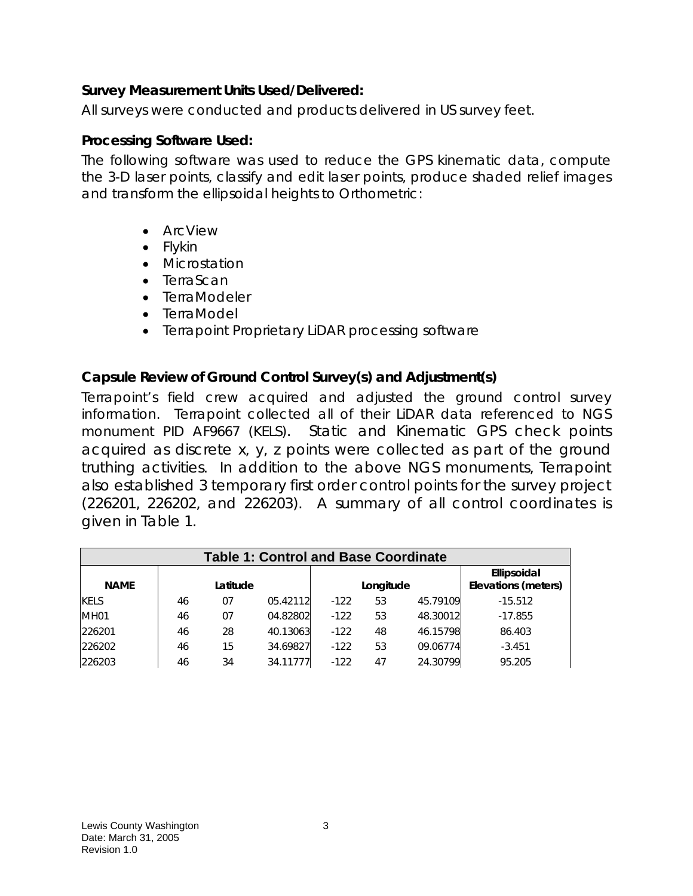**Survey Measurement Units Used/Delivered:**

All surveys were conducted and products delivered in US survey feet.

**Processing Software Used:**

The following software was used to reduce the GPS kinematic data, compute the 3-D laser points, classify and edit laser points, produce shaded relief images and transform the ellipsoidal heights to Orthometric:

- ArcView
- Flykin
- Microstation
- TerraScan
- TerraModeler
- TerraModel
- Terrapoint Proprietary LiDAR processing software

**Capsule Review of Ground Control Survey(s) and Adjustment(s)**

Terrapoint's field crew acquired and adjusted the ground control survey information. Terrapoint collected all of their LiDAR data referenced to NGS monument PID AF9667 (KELS). Static and Kinematic GPS check points acquired as discrete x, y, z points were collected as part of the ground truthing activities. In addition to the above NGS monuments, Terrapoint also established 3 temporary first order control points for the survey project (226201, 226202, and 226203). A summary of all control coordinates is given in Table 1.

| Table 1: Control and Base Coordinate | | | | | | | |
|---|---|---|---|---|---|---|---|
| **NAME** | **Latitude** | | | **Longitude** | | | **Ellipsoidal Elevations (meters)** |
| KELS | 46 | 07 | 05.42112 | -122 | 53 | 45.79109 | -15.512 |
| MH01 | 46 | 07 | 04.82802 | -122 | 53 | 48.30012 | -17.855 |
| 226201 | 46 | 28 | 40.13063 | -122 | 48 | 46.15798 | 86.403 |
| 226202 | 46 | 15 | 34.69827 | -122 | 53 | 09.06774 | -3.451 |
| 226203 | 46 | 34 | 34.11777 | -122 | 47 | 24.30799 | 95.205 |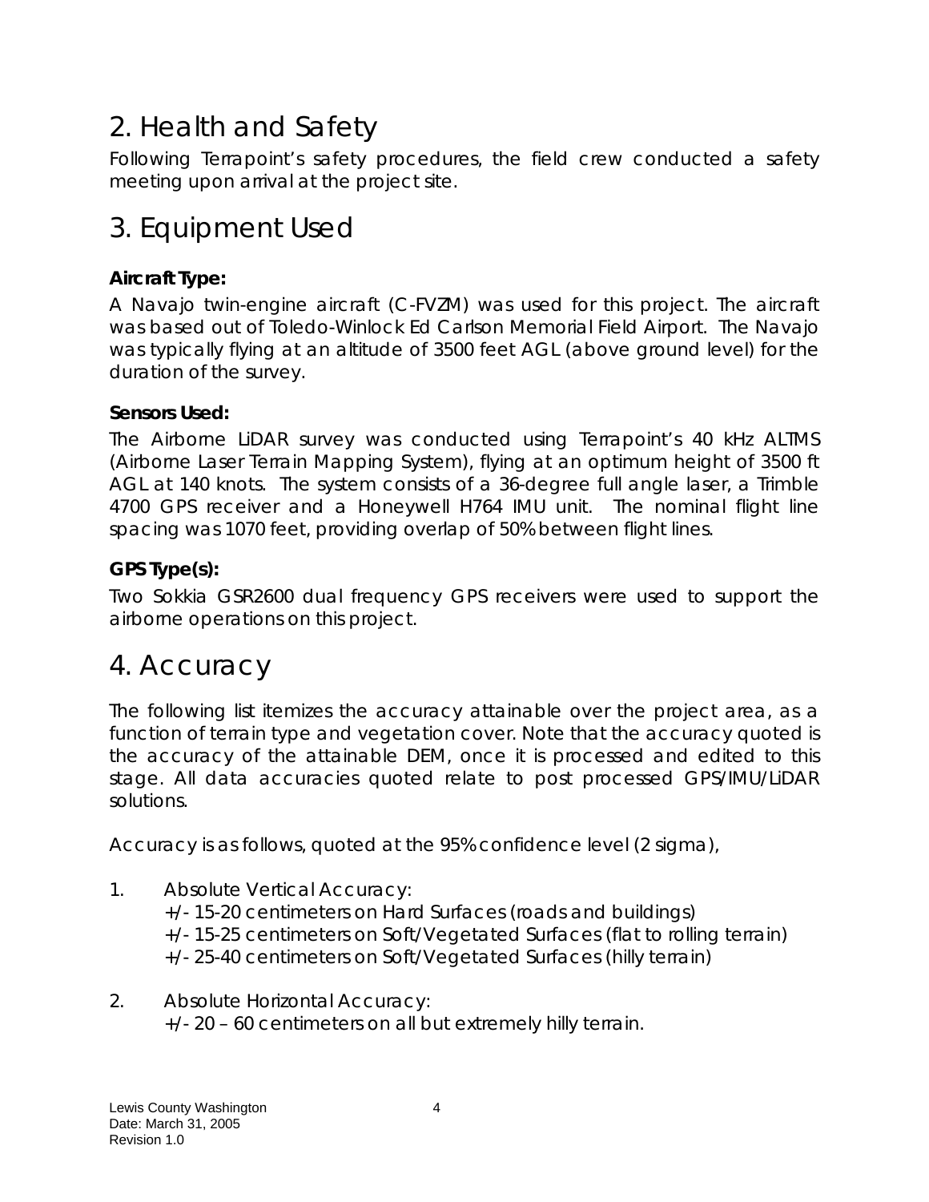# 2. Health and Safety

Following Terrapoint's safety procedures, the field crew conducted a safety meeting upon arrival at the project site.

# 3. Equipment Used

**Aircraft Type:**

A Navajo twin-engine aircraft (C-FVZM) was used for this project. The aircraft was based out of Toledo-Winlock Ed Carlson Memorial Field Airport. The Navajo was typically flying at an altitude of 3500 feet AGL (above ground level) for the duration of the survey.

**Sensors Used:**

The Airborne LiDAR survey was conducted using Terrapoint's 40 kHz ALTMS (Airborne Laser Terrain Mapping System), flying at an optimum height of 3500 ft AGL at 140 knots. The system consists of a 36-degree full angle laser, a Trimble 4700 GPS receiver and a Honeywell H764 IMU unit. The nominal flight line spacing was 1070 feet, providing overlap of 50% between flight lines.

**GPS Type(s):**

Two Sokkia GSR2600 dual frequency GPS receivers were used to support the airborne operations on this project.

# 4. Accuracy

The following list itemizes the accuracy attainable over the project area, as a function of terrain type and vegetation cover. Note that the accuracy quoted is the accuracy of the attainable DEM, once it is processed and edited to this stage. All data accuracies quoted relate to post processed GPS/IMU/LiDAR solutions.

Accuracy is as follows, quoted at the 95% confidence level (2 sigma),

1. Absolute Vertical Accuracy:
   +/- 15-20 centimeters on Hard Surfaces (roads and buildings)
   +/- 15-25 centimeters on Soft/Vegetated Surfaces (flat to rolling terrain)
   +/- 25-40 centimeters on Soft/Vegetated Surfaces (hilly terrain)

2. Absolute Horizontal Accuracy:
   +/- 20 – 60 centimeters on all but extremely hilly terrain.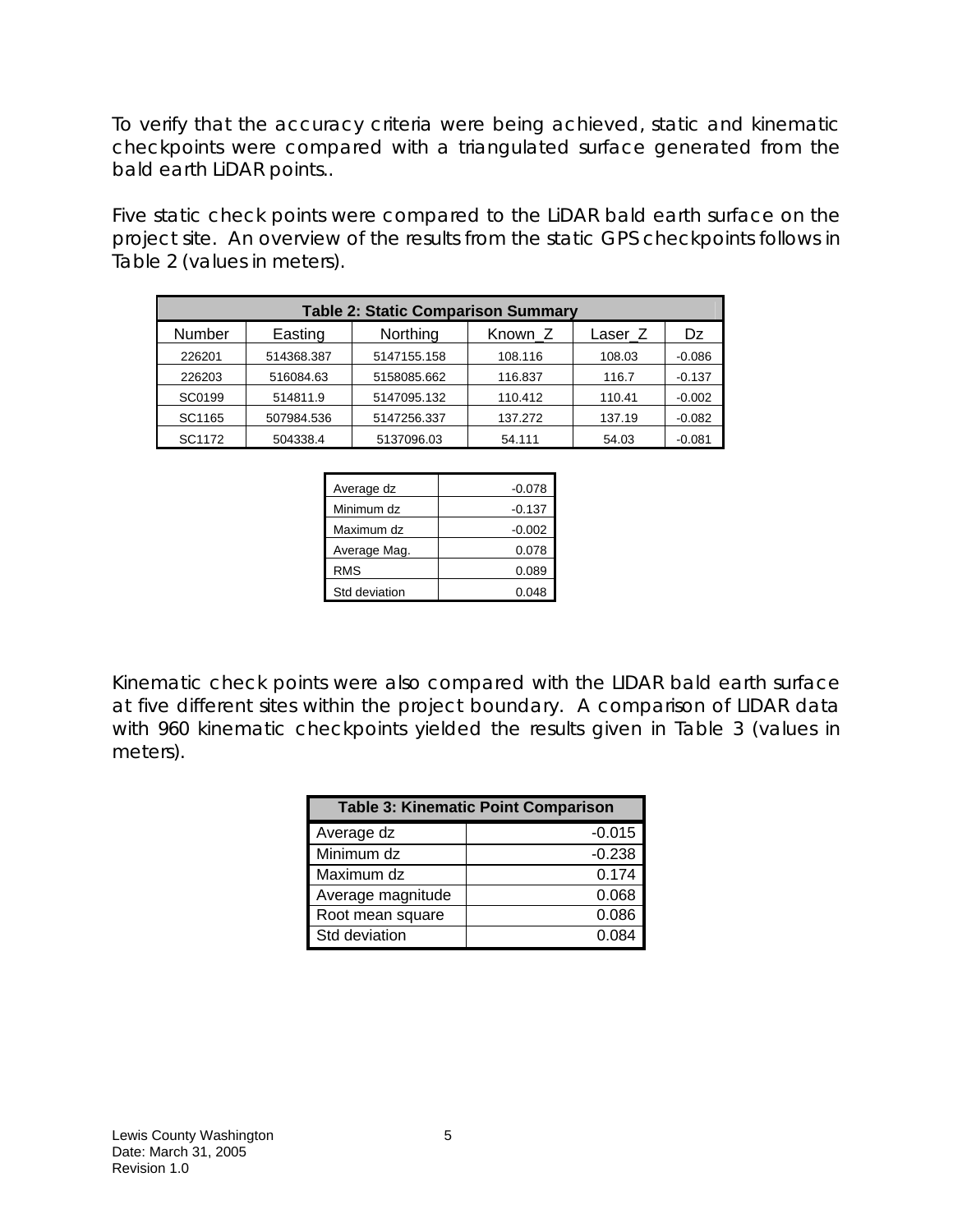To verify that the accuracy criteria were being achieved, static and kinematic checkpoints were compared with a triangulated surface generated from the bald earth LiDAR points..

Five static check points were compared to the LiDAR bald earth surface on the project site. An overview of the results from the static GPS checkpoints follows in Table 2 (values in meters).

**Table 2: Static Comparison Summary**

| Number | Easting | Northing | Known_Z | Laser_Z | Dz |
|---|---|---|---|---|---|
| 226201 | 514368.387 | 5147155.158 | 108.116 | 108.03 | -0.086 |
| 226203 | 516084.63 | 5158085.662 | 116.837 | 116.7 | -0.137 |
| SC0199 | 514811.9 | 5147095.132 | 110.412 | 110.41 | -0.002 |
| SC1165 | 507984.536 | 5147256.337 | 137.272 | 137.19 | -0.082 |
| SC1172 | 504338.4 | 5137096.03 | 54.111 | 54.03 | -0.081 |

| | |
|---|---|
| Average dz | -0.078 |
| Minimum dz | -0.137 |
| Maximum dz | -0.002 |
| Average Mag. | 0.078 |
| RMS | 0.089 |
| Std deviation | 0.048 |

Kinematic check points were also compared with the LIDAR bald earth surface at five different sites within the project boundary. A comparison of LIDAR data with 960 kinematic checkpoints yielded the results given in Table 3 (values in meters).

**Table 3: Kinematic Point Comparison**

| | |
|---|---|
| Average dz | -0.015 |
| Minimum dz | -0.238 |
| Maximum dz | 0.174 |
| Average magnitude | 0.068 |
| Root mean square | 0.086 |
| Std deviation | 0.084 |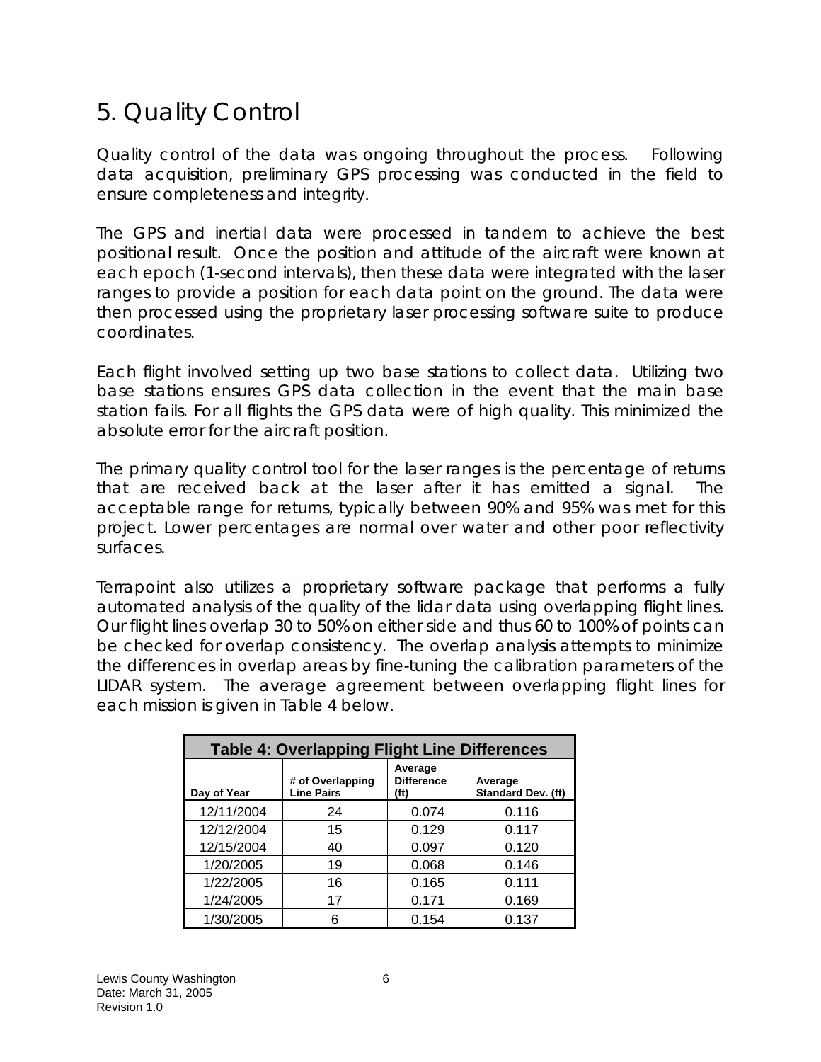# 5. Quality Control

Quality control of the data was ongoing throughout the process. Following data acquisition, preliminary GPS processing was conducted in the field to ensure completeness and integrity.

The GPS and inertial data were processed in tandem to achieve the best positional result. Once the position and attitude of the aircraft were known at each epoch (1-second intervals), then these data were integrated with the laser ranges to provide a position for each data point on the ground. The data were then processed using the proprietary laser processing software suite to produce coordinates.

Each flight involved setting up two base stations to collect data. Utilizing two base stations ensures GPS data collection in the event that the main base station fails. For all flights the GPS data were of high quality. This minimized the absolute error for the aircraft position.

The primary quality control tool for the laser ranges is the percentage of returns that are received back at the laser after it has emitted a signal. The acceptable range for returns, typically between 90% and 95% was met for this project. Lower percentages are normal over water and other poor reflectivity surfaces.

Terrapoint also utilizes a proprietary software package that performs a fully automated analysis of the quality of the lidar data using overlapping flight lines. Our flight lines overlap 30 to 50% on either side and thus 60 to 100% of points can be checked for overlap consistency. The overlap analysis attempts to minimize the differences in overlap areas by fine-tuning the calibration parameters of the LIDAR system. The average agreement between overlapping flight lines for each mission is given in Table 4 below.

**Table 4: Overlapping Flight Line Differences**

| Day of Year | # of Overlapping Line Pairs | Average Difference (ft) | Average Standard Dev. (ft) |
|---|---|---|---|
| 12/11/2004 | 24 | 0.074 | 0.116 |
| 12/12/2004 | 15 | 0.129 | 0.117 |
| 12/15/2004 | 40 | 0.097 | 0.120 |
| 1/20/2005 | 19 | 0.068 | 0.146 |
| 1/22/2005 | 16 | 0.165 | 0.111 |
| 1/24/2005 | 17 | 0.171 | 0.169 |
| 1/30/2005 | 6 | 0.154 | 0.137 |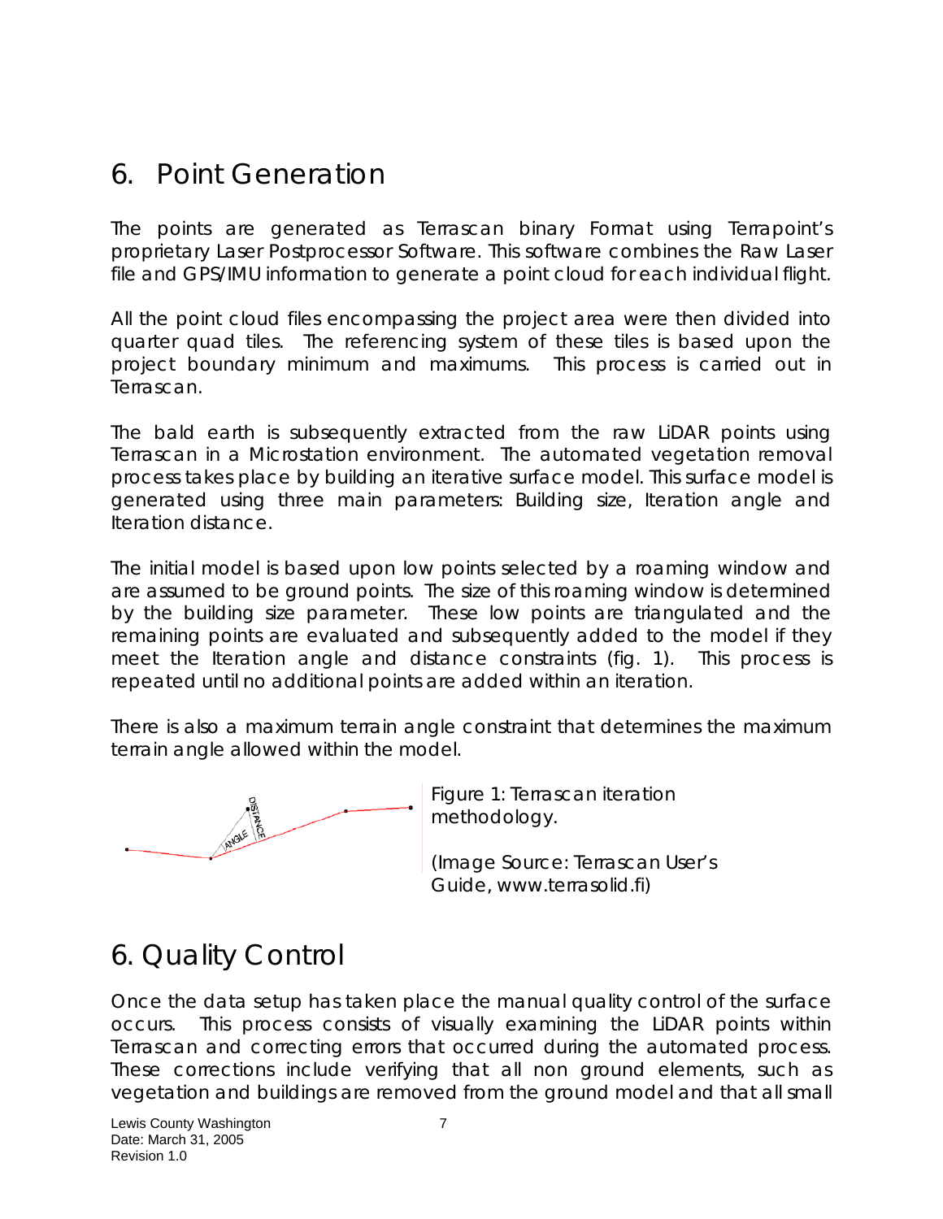# 6. Point Generation

The points are generated as Terrascan binary Format using Terrapoint's proprietary Laser Postprocessor Software. This software combines the Raw Laser file and GPS/IMU information to generate a point cloud for each individual flight.

All the point cloud files encompassing the project area were then divided into quarter quad tiles. The referencing system of these tiles is based upon the project boundary minimum and maximums. This process is carried out in Terrascan.

The bald earth is subsequently extracted from the raw LiDAR points using Terrascan in a Microstation environment. The automated vegetation removal process takes place by building an iterative surface model. This surface model is generated using three main parameters: Building size, Iteration angle and Iteration distance.

The initial model is based upon low points selected by a roaming window and are assumed to be ground points. The size of this roaming window is determined by the building size parameter. These low points are triangulated and the remaining points are evaluated and subsequently added to the model if they meet the Iteration angle and distance constraints (fig. 1). This process is repeated until no additional points are added within an iteration.

There is also a maximum terrain angle constraint that determines the maximum terrain angle allowed within the model.

Figure 1: Terrascan iteration methodology.

(Image Source: Terrascan User's Guide, www.terrasolid.fi)

# 6. Quality Control

Once the data setup has taken place the manual quality control of the surface occurs. This process consists of visually examining the LiDAR points within Terrascan and correcting errors that occurred during the automated process. These corrections include verifying that all non ground elements, such as vegetation and buildings are removed from the ground model and that all small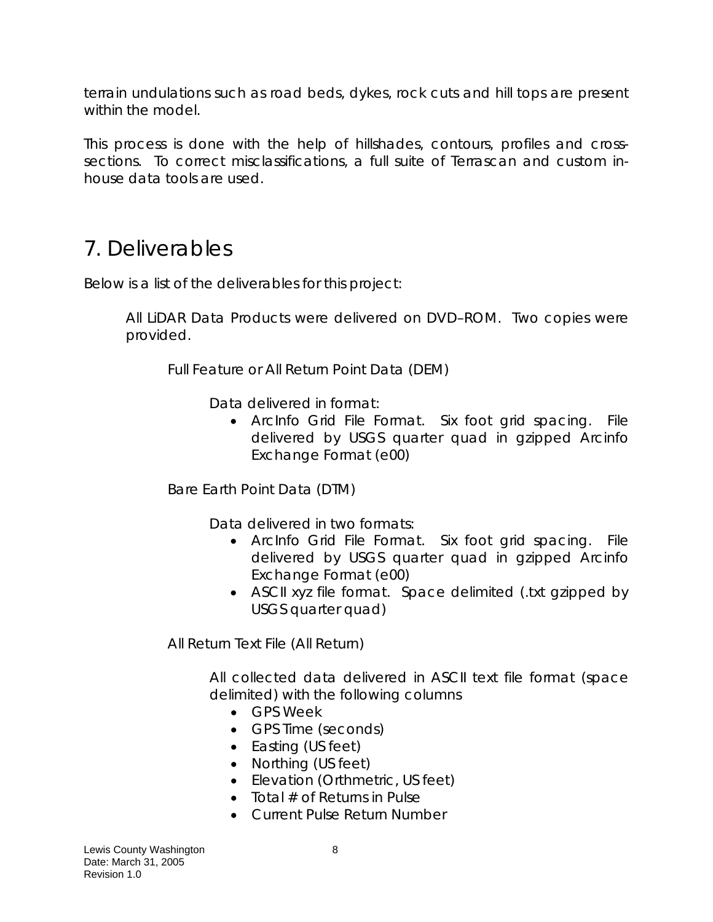terrain undulations such as road beds, dykes, rock cuts and hill tops are present within the model.

This process is done with the help of hillshades, contours, profiles and cross-sections. To correct misclassifications, a full suite of Terrascan and custom in-house data tools are used.

# 7. Deliverables

Below is a list of the deliverables for this project:

All LiDAR Data Products were delivered on DVD–ROM. Two copies were provided.

Full Feature or All Return Point Data (DEM)

Data delivered in format:

- ArcInfo Grid File Format. Six foot grid spacing. File delivered by USGS quarter quad in gzipped Arcinfo Exchange Format (e00)

Bare Earth Point Data (DTM)

Data delivered in two formats:

- ArcInfo Grid File Format. Six foot grid spacing. File delivered by USGS quarter quad in gzipped Arcinfo Exchange Format (e00)
- ASCII xyz file format. Space delimited (.txt gzipped by USGS quarter quad)

All Return Text File (All Return)

All collected data delivered in ASCII text file format (space delimited) with the following columns

- GPS Week
- GPS Time (seconds)
- Easting (US feet)
- Northing (US feet)
- Elevation (Orthmetric, US feet)
- Total # of Returns in Pulse
- Current Pulse Return Number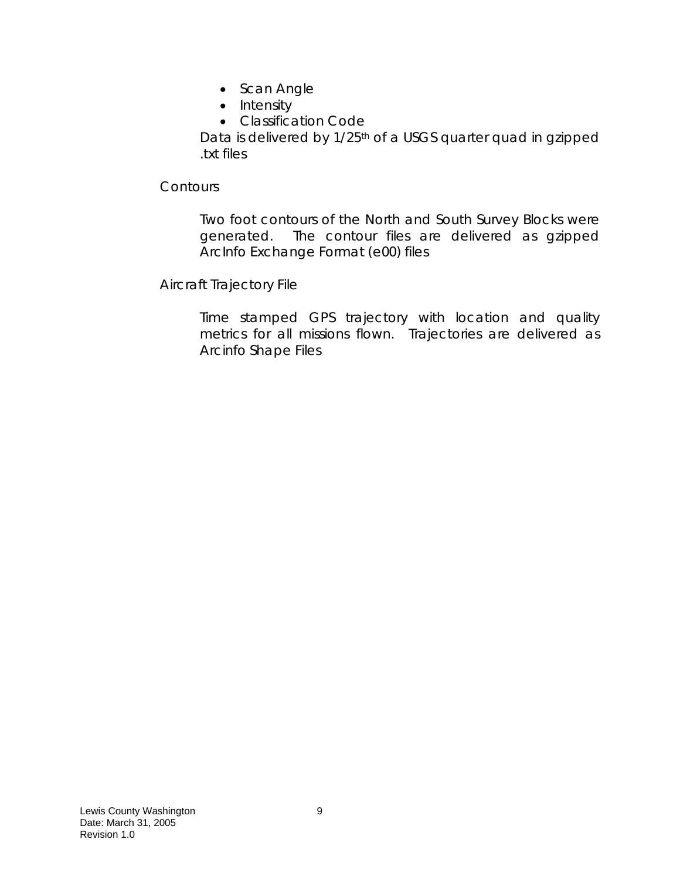- Scan Angle
- Intensity
- Classification Code

Data is delivered by 1/25th of a USGS quarter quad in gzipped .txt files

### Contours

Two foot contours of the North and South Survey Blocks were generated. The contour files are delivered as gzipped ArcInfo Exchange Format (e00) files

### Aircraft Trajectory File

Time stamped GPS trajectory with location and quality metrics for all missions flown. Trajectories are delivered as Arcinfo Shape Files